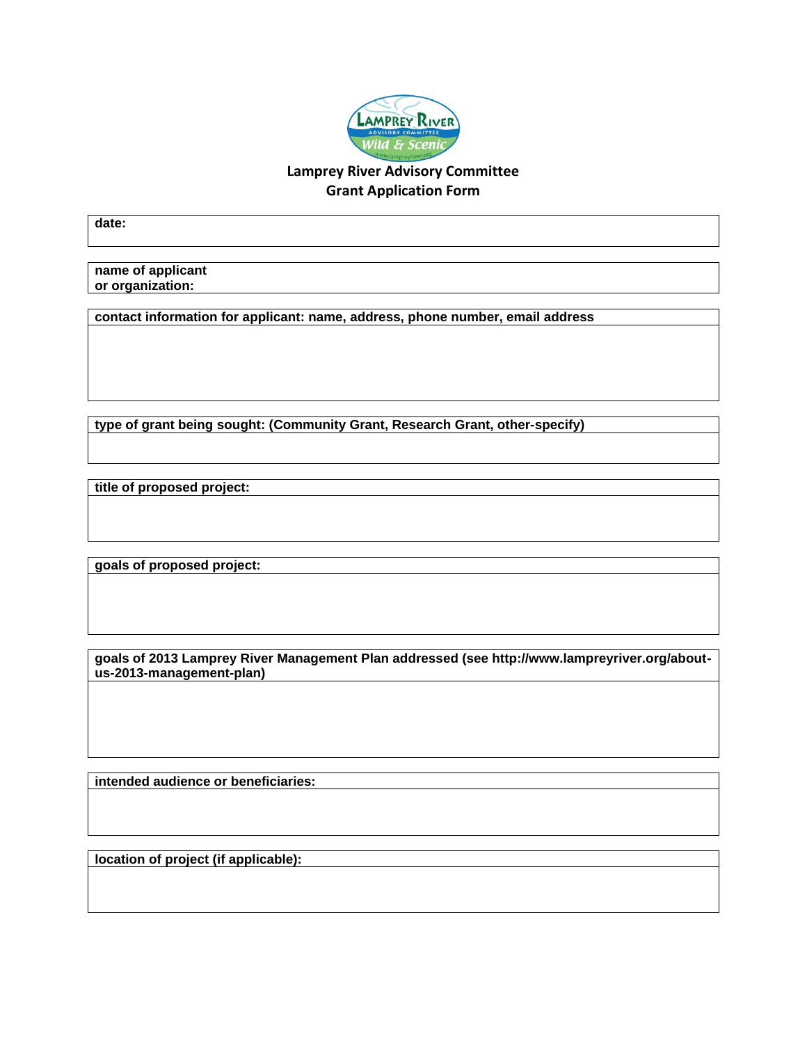# Lamprey River Advisory Committee
## Grant Application Form

**date:**

**name of applicant or organization:**

**contact information for applicant: name, address, phone number, email address**

**type of grant being sought: (Community Grant, Research Grant, other-specify)**

**title of proposed project:**

**goals of proposed project:**

**goals of 2013 Lamprey River Management Plan addressed (see http://www.lampreyriver.org/about-us-2013-management-plan)**

**intended audience or beneficiaries:**

**location of project (if applicable):**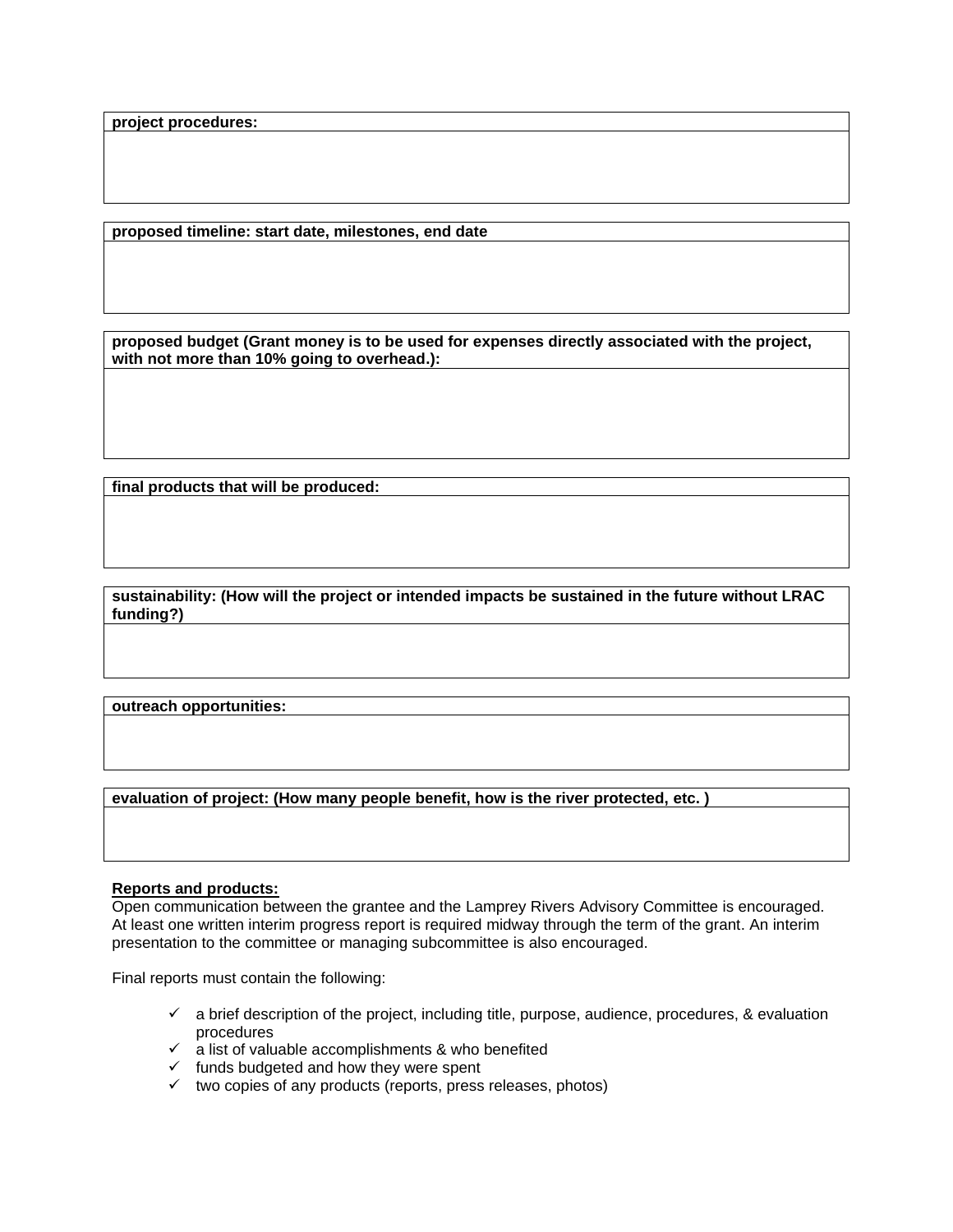| **project procedures:** |
| --- |
| |

| **proposed timeline: start date, milestones, end date** |
| --- |
| |

| **proposed budget (Grant money is to be used for expenses directly associated with the project, with not more than 10% going to overhead.):** |
| --- |
| |

| **final products that will be produced:** |
| --- |
| |

| **sustainability: (How will the project or intended impacts be sustained in the future without LRAC funding?)** |
| --- |
| |

| **outreach opportunities:** |
| --- |
| |

| **evaluation of project: (How many people benefit, how is the river protected, etc. )** |
| --- |
| |

**Reports and products:**

Open communication between the grantee and the Lamprey Rivers Advisory Committee is encouraged. At least one written interim progress report is required midway through the term of the grant. An interim presentation to the committee or managing subcommittee is also encouraged.

Final reports must contain the following:

- ✓ a brief description of the project, including title, purpose, audience, procedures, & evaluation procedures
- ✓ a list of valuable accomplishments & who benefited
- ✓ funds budgeted and how they were spent
- ✓ two copies of any products (reports, press releases, photos)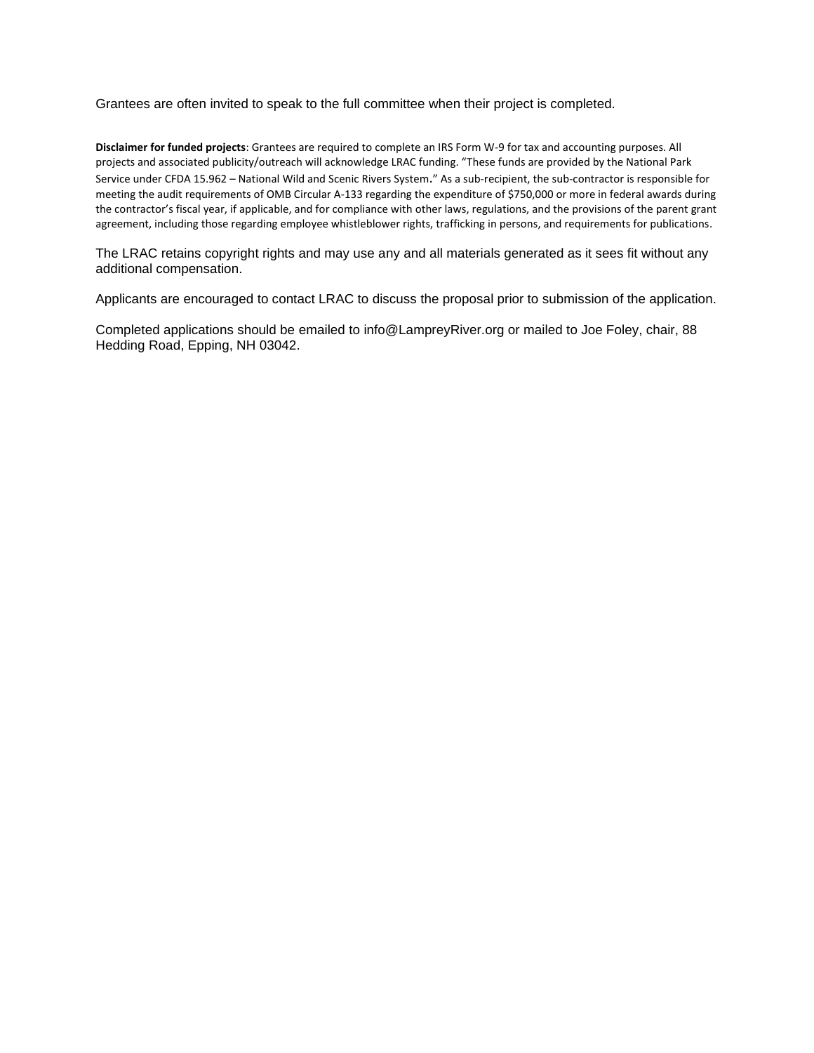Grantees are often invited to speak to the full committee when their project is completed.

**Disclaimer for funded projects**: Grantees are required to complete an IRS Form W-9 for tax and accounting purposes. All projects and associated publicity/outreach will acknowledge LRAC funding. "These funds are provided by the National Park Service under CFDA 15.962 – National Wild and Scenic Rivers System." As a sub-recipient, the sub-contractor is responsible for meeting the audit requirements of OMB Circular A-133 regarding the expenditure of $750,000 or more in federal awards during the contractor's fiscal year, if applicable, and for compliance with other laws, regulations, and the provisions of the parent grant agreement, including those regarding employee whistleblower rights, trafficking in persons, and requirements for publications.

The LRAC retains copyright rights and may use any and all materials generated as it sees fit without any additional compensation.

Applicants are encouraged to contact LRAC to discuss the proposal prior to submission of the application.

Completed applications should be emailed to info@LampreyRiver.org or mailed to Joe Foley, chair, 88 Hedding Road, Epping, NH 03042.